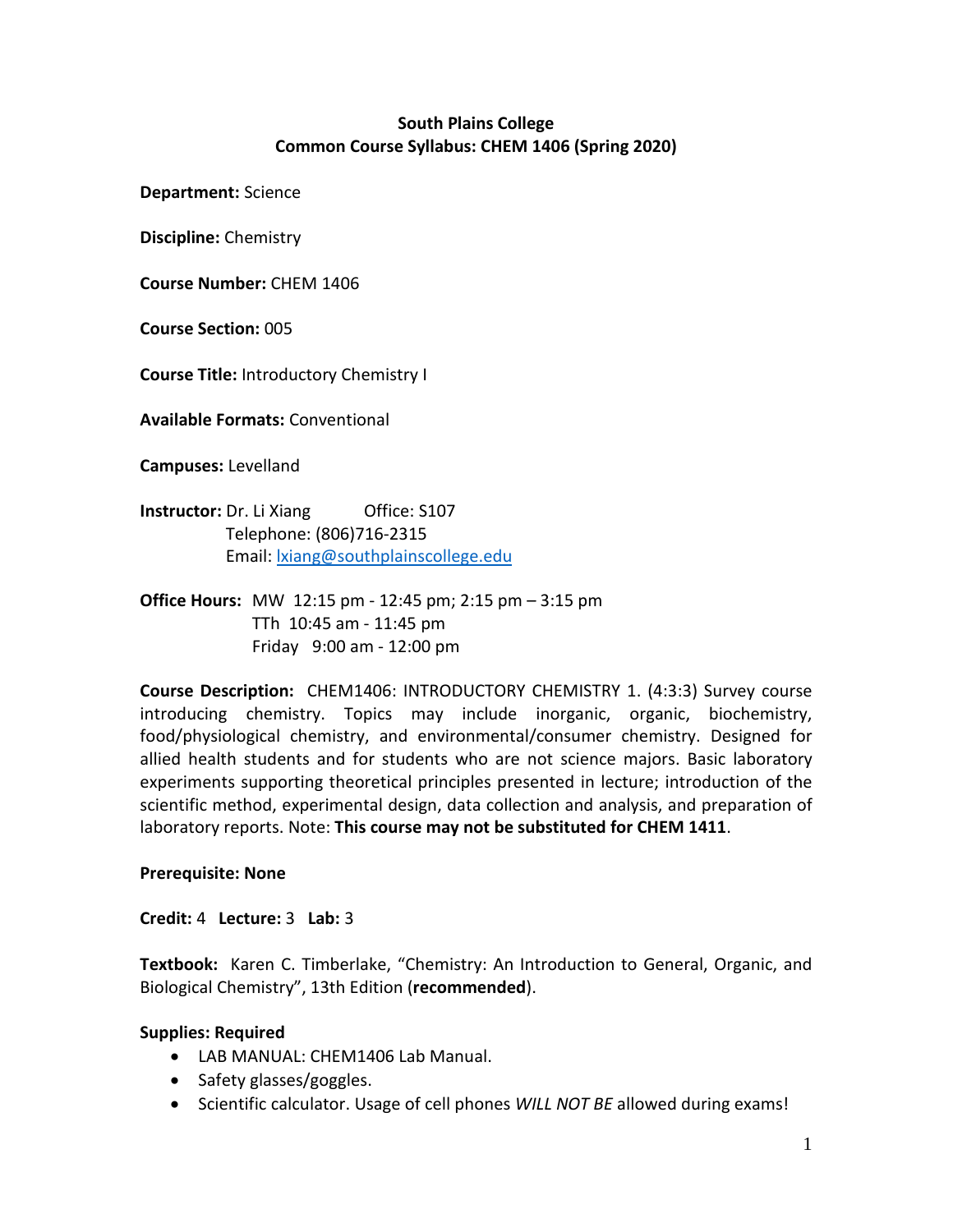**South Plains College**
**Common Course Syllabus: CHEM 1406 (Spring 2020)**

**Department:** Science

**Discipline:** Chemistry

**Course Number:** CHEM 1406

**Course Section:** 005

**Course Title:** Introductory Chemistry I

**Available Formats:** Conventional

**Campuses:** Levelland

**Instructor:** Dr. Li Xiang          Office: S107
Telephone: (806)716-2315
Email: lxiang@southplainscollege.edu

**Office Hours:** MW 12:15 pm - 12:45 pm; 2:15 pm – 3:15 pm
TTh 10:45 am - 11:45 pm
Friday 9:00 am - 12:00 pm

**Course Description:** CHEM1406: INTRODUCTORY CHEMISTRY 1. (4:3:3) Survey course introducing chemistry. Topics may include inorganic, organic, biochemistry, food/physiological chemistry, and environmental/consumer chemistry. Designed for allied health students and for students who are not science majors. Basic laboratory experiments supporting theoretical principles presented in lecture; introduction of the scientific method, experimental design, data collection and analysis, and preparation of laboratory reports. Note: **This course may not be substituted for CHEM 1411**.

**Prerequisite: None**

**Credit:** 4 **Lecture:** 3 **Lab:** 3

**Textbook:** Karen C. Timberlake, "Chemistry: An Introduction to General, Organic, and Biological Chemistry", 13th Edition (**recommended**).

**Supplies: Required**

- LAB MANUAL: CHEM1406 Lab Manual.
- Safety glasses/goggles.
- Scientific calculator. Usage of cell phones *WILL NOT BE* allowed during exams!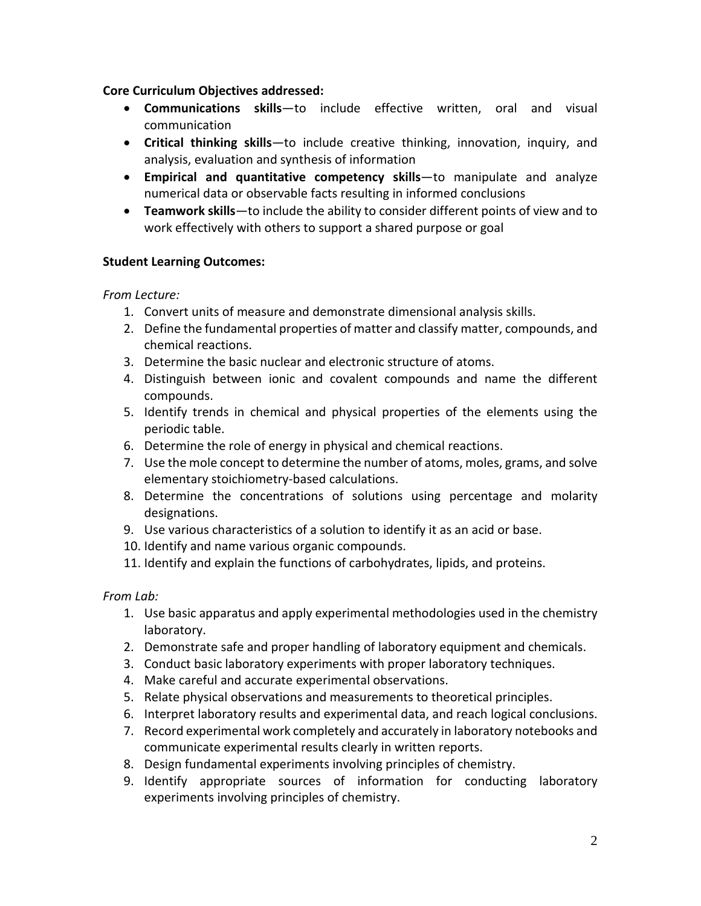**Core Curriculum Objectives addressed:**

- **Communications skills**—to include effective written, oral and visual communication
- **Critical thinking skills**—to include creative thinking, innovation, inquiry, and analysis, evaluation and synthesis of information
- **Empirical and quantitative competency skills**—to manipulate and analyze numerical data or observable facts resulting in informed conclusions
- **Teamwork skills**—to include the ability to consider different points of view and to work effectively with others to support a shared purpose or goal

**Student Learning Outcomes:**

*From Lecture:*

1. Convert units of measure and demonstrate dimensional analysis skills.
2. Define the fundamental properties of matter and classify matter, compounds, and chemical reactions.
3. Determine the basic nuclear and electronic structure of atoms.
4. Distinguish between ionic and covalent compounds and name the different compounds.
5. Identify trends in chemical and physical properties of the elements using the periodic table.
6. Determine the role of energy in physical and chemical reactions.
7. Use the mole concept to determine the number of atoms, moles, grams, and solve elementary stoichiometry-based calculations.
8. Determine the concentrations of solutions using percentage and molarity designations.
9. Use various characteristics of a solution to identify it as an acid or base.
10. Identify and name various organic compounds.
11. Identify and explain the functions of carbohydrates, lipids, and proteins.

*From Lab:*

1. Use basic apparatus and apply experimental methodologies used in the chemistry laboratory.
2. Demonstrate safe and proper handling of laboratory equipment and chemicals.
3. Conduct basic laboratory experiments with proper laboratory techniques.
4. Make careful and accurate experimental observations.
5. Relate physical observations and measurements to theoretical principles.
6. Interpret laboratory results and experimental data, and reach logical conclusions.
7. Record experimental work completely and accurately in laboratory notebooks and communicate experimental results clearly in written reports.
8. Design fundamental experiments involving principles of chemistry.
9. Identify appropriate sources of information for conducting laboratory experiments involving principles of chemistry.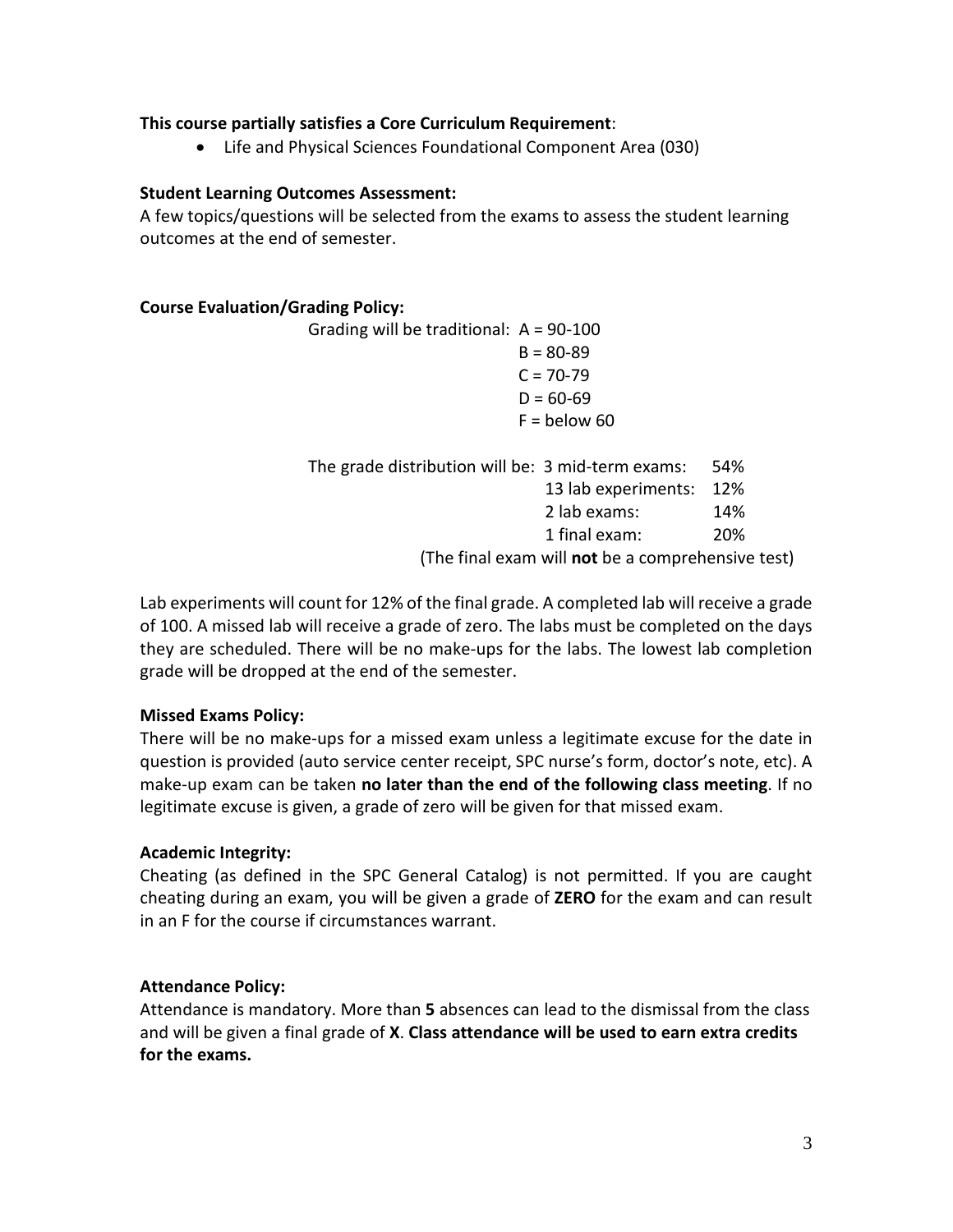**This course partially satisfies a Core Curriculum Requirement**:

- Life and Physical Sciences Foundational Component Area (030)

**Student Learning Outcomes Assessment:**

A few topics/questions will be selected from the exams to assess the student learning outcomes at the end of semester.

**Course Evaluation/Grading Policy:**

Grading will be traditional:

- A = 90-100
- B = 80-89
- C = 70-79
- D = 60-69
- F = below 60

The grade distribution will be:

| | |
|---|---|
| 3 mid-term exams: | 54% |
| 13 lab experiments: | 12% |
| 2 lab exams: | 14% |
| 1 final exam: | 20% |

(The final exam will **not** be a comprehensive test)

Lab experiments will count for 12% of the final grade. A completed lab will receive a grade of 100. A missed lab will receive a grade of zero. The labs must be completed on the days they are scheduled. There will be no make-ups for the labs. The lowest lab completion grade will be dropped at the end of the semester.

**Missed Exams Policy:**

There will be no make-ups for a missed exam unless a legitimate excuse for the date in question is provided (auto service center receipt, SPC nurse's form, doctor's note, etc). A make-up exam can be taken **no later than the end of the following class meeting**. If no legitimate excuse is given, a grade of zero will be given for that missed exam.

**Academic Integrity:**

Cheating (as defined in the SPC General Catalog) is not permitted. If you are caught cheating during an exam, you will be given a grade of **ZERO** for the exam and can result in an F for the course if circumstances warrant.

**Attendance Policy:**

Attendance is mandatory. More than **5** absences can lead to the dismissal from the class and will be given a final grade of **X**. **Class attendance will be used to earn extra credits for the exams.**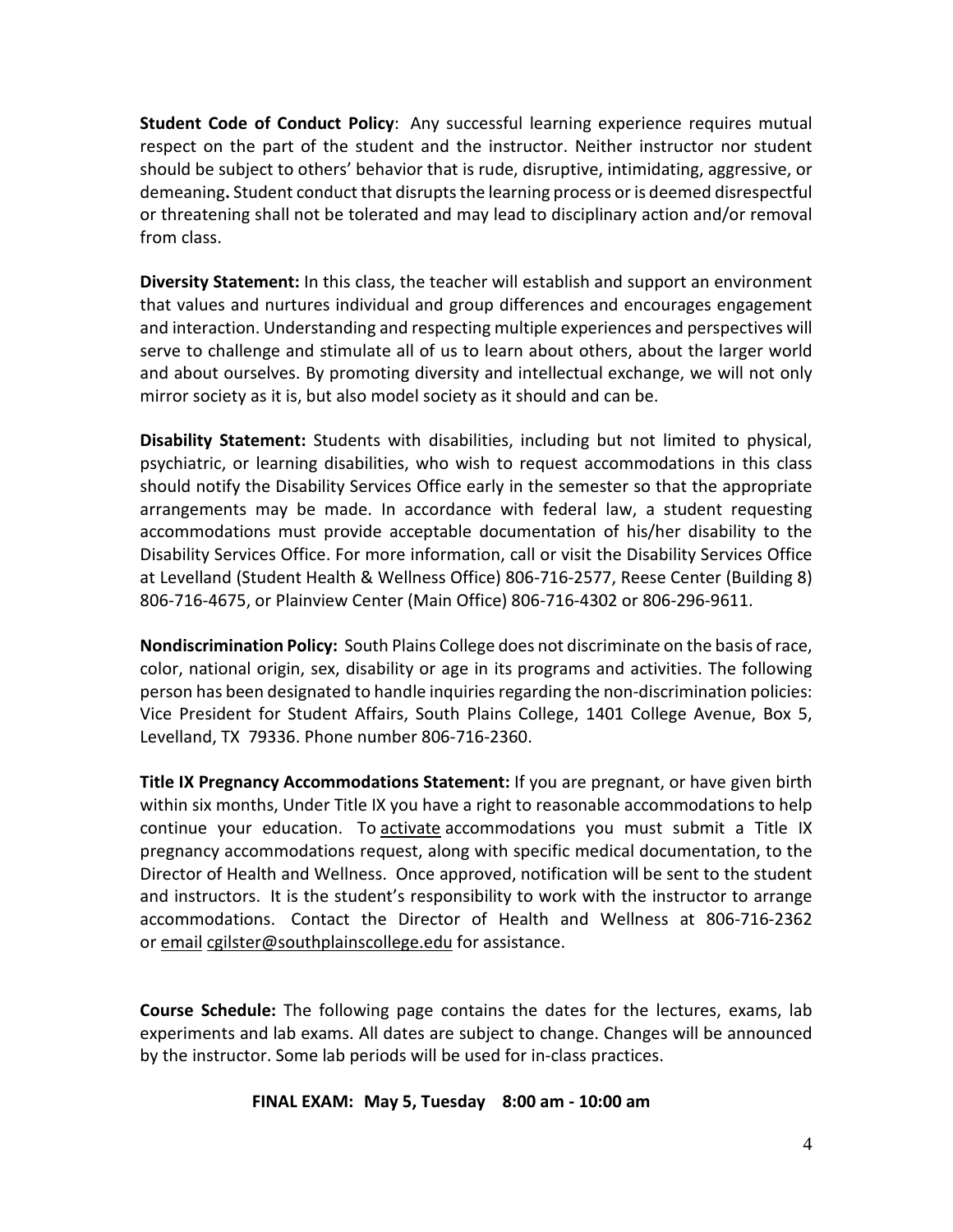**Student Code of Conduct Policy**: Any successful learning experience requires mutual respect on the part of the student and the instructor. Neither instructor nor student should be subject to others' behavior that is rude, disruptive, intimidating, aggressive, or demeaning**.** Student conduct that disrupts the learning process or is deemed disrespectful or threatening shall not be tolerated and may lead to disciplinary action and/or removal from class.

**Diversity Statement:** In this class, the teacher will establish and support an environment that values and nurtures individual and group differences and encourages engagement and interaction. Understanding and respecting multiple experiences and perspectives will serve to challenge and stimulate all of us to learn about others, about the larger world and about ourselves. By promoting diversity and intellectual exchange, we will not only mirror society as it is, but also model society as it should and can be.

**Disability Statement:** Students with disabilities, including but not limited to physical, psychiatric, or learning disabilities, who wish to request accommodations in this class should notify the Disability Services Office early in the semester so that the appropriate arrangements may be made. In accordance with federal law, a student requesting accommodations must provide acceptable documentation of his/her disability to the Disability Services Office. For more information, call or visit the Disability Services Office at Levelland (Student Health & Wellness Office) 806-716-2577, Reese Center (Building 8) 806-716-4675, or Plainview Center (Main Office) 806-716-4302 or 806-296-9611.

**Nondiscrimination Policy:** South Plains College does not discriminate on the basis of race, color, national origin, sex, disability or age in its programs and activities. The following person has been designated to handle inquiries regarding the non-discrimination policies: Vice President for Student Affairs, South Plains College, 1401 College Avenue, Box 5, Levelland, TX 79336. Phone number 806-716-2360.

**Title IX Pregnancy Accommodations Statement:** If you are pregnant, or have given birth within six months, Under Title IX you have a right to reasonable accommodations to help continue your education. To activate accommodations you must submit a Title IX pregnancy accommodations request, along with specific medical documentation, to the Director of Health and Wellness. Once approved, notification will be sent to the student and instructors. It is the student's responsibility to work with the instructor to arrange accommodations. Contact the Director of Health and Wellness at 806-716-2362 or email cgilster@southplainscollege.edu for assistance.

**Course Schedule:** The following page contains the dates for the lectures, exams, lab experiments and lab exams. All dates are subject to change. Changes will be announced by the instructor. Some lab periods will be used for in-class practices.

**FINAL EXAM: May 5, Tuesday 8:00 am - 10:00 am**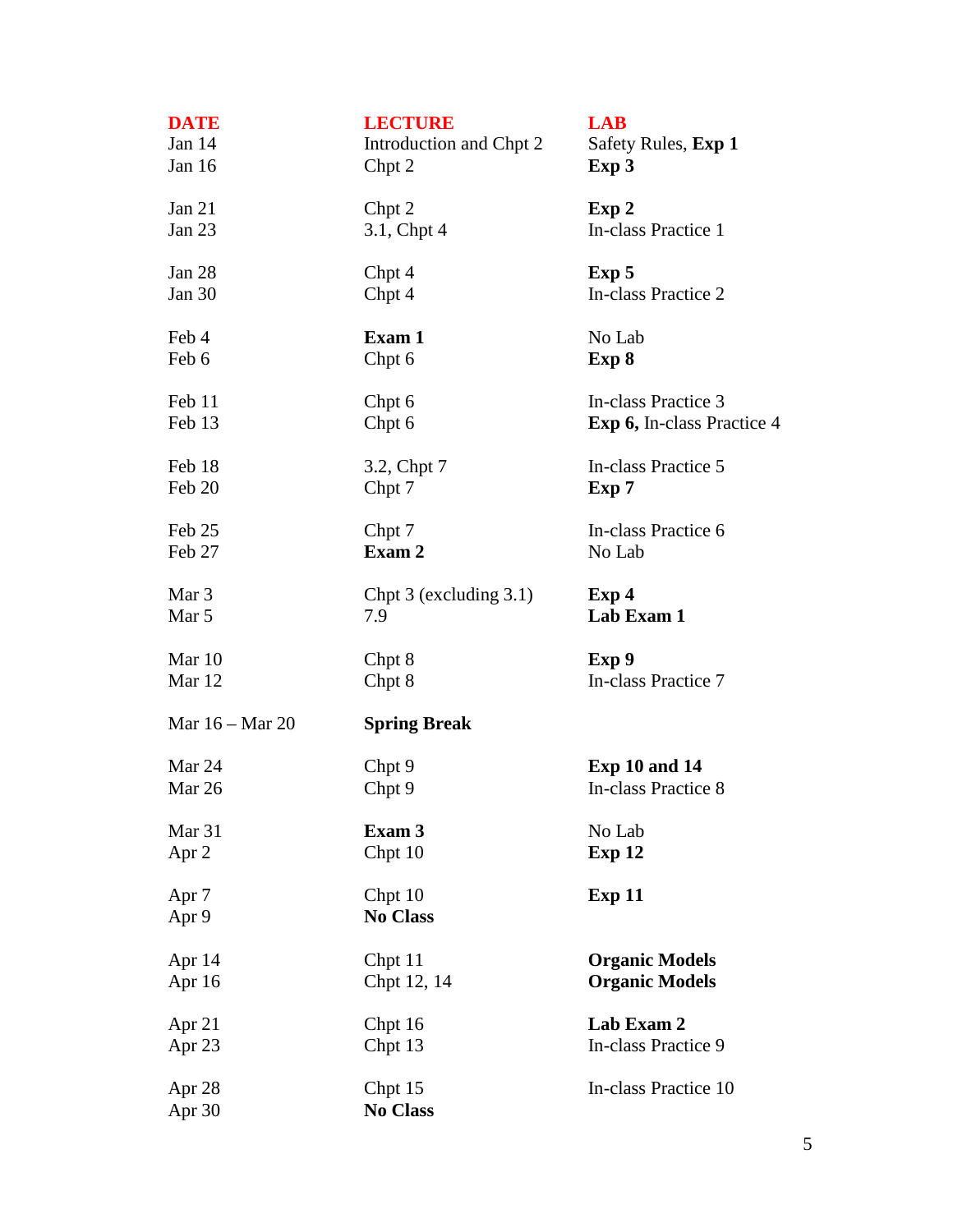| DATE | LECTURE | LAB |
|---|---|---|
| Jan 14 | Introduction and Chpt 2 | Safety Rules, **Exp 1** |
| Jan 16 | Chpt 2 | **Exp 3** |
| Jan 21 | Chpt 2 | **Exp 2** |
| Jan 23 | 3.1, Chpt 4 | In-class Practice 1 |
| Jan 28 | Chpt 4 | **Exp 5** |
| Jan 30 | Chpt 4 | In-class Practice 2 |
| Feb 4 | **Exam 1** | No Lab |
| Feb 6 | Chpt 6 | **Exp 8** |
| Feb 11 | Chpt 6 | In-class Practice 3 |
| Feb 13 | Chpt 6 | **Exp 6,** In-class Practice 4 |
| Feb 18 | 3.2, Chpt 7 | In-class Practice 5 |
| Feb 20 | Chpt 7 | **Exp 7** |
| Feb 25 | Chpt 7 | In-class Practice 6 |
| Feb 27 | **Exam 2** | No Lab |
| Mar 3 | Chpt 3 (excluding 3.1) | **Exp 4** |
| Mar 5 | 7.9 | **Lab Exam 1** |
| Mar 10 | Chpt 8 | **Exp 9** |
| Mar 12 | Chpt 8 | In-class Practice 7 |
| Mar 16 – Mar 20 | **Spring Break** | |
| Mar 24 | Chpt 9 | **Exp 10 and 14** |
| Mar 26 | Chpt 9 | In-class Practice 8 |
| Mar 31 | **Exam 3** | No Lab |
| Apr 2 | Chpt 10 | **Exp 12** |
| Apr 7 | Chpt 10 | **Exp 11** |
| Apr 9 | **No Class** | |
| Apr 14 | Chpt 11 | **Organic Models** |
| Apr 16 | Chpt 12, 14 | **Organic Models** |
| Apr 21 | Chpt 16 | **Lab Exam 2** |
| Apr 23 | Chpt 13 | In-class Practice 9 |
| Apr 28 | Chpt 15 | In-class Practice 10 |
| Apr 30 | **No Class** | |